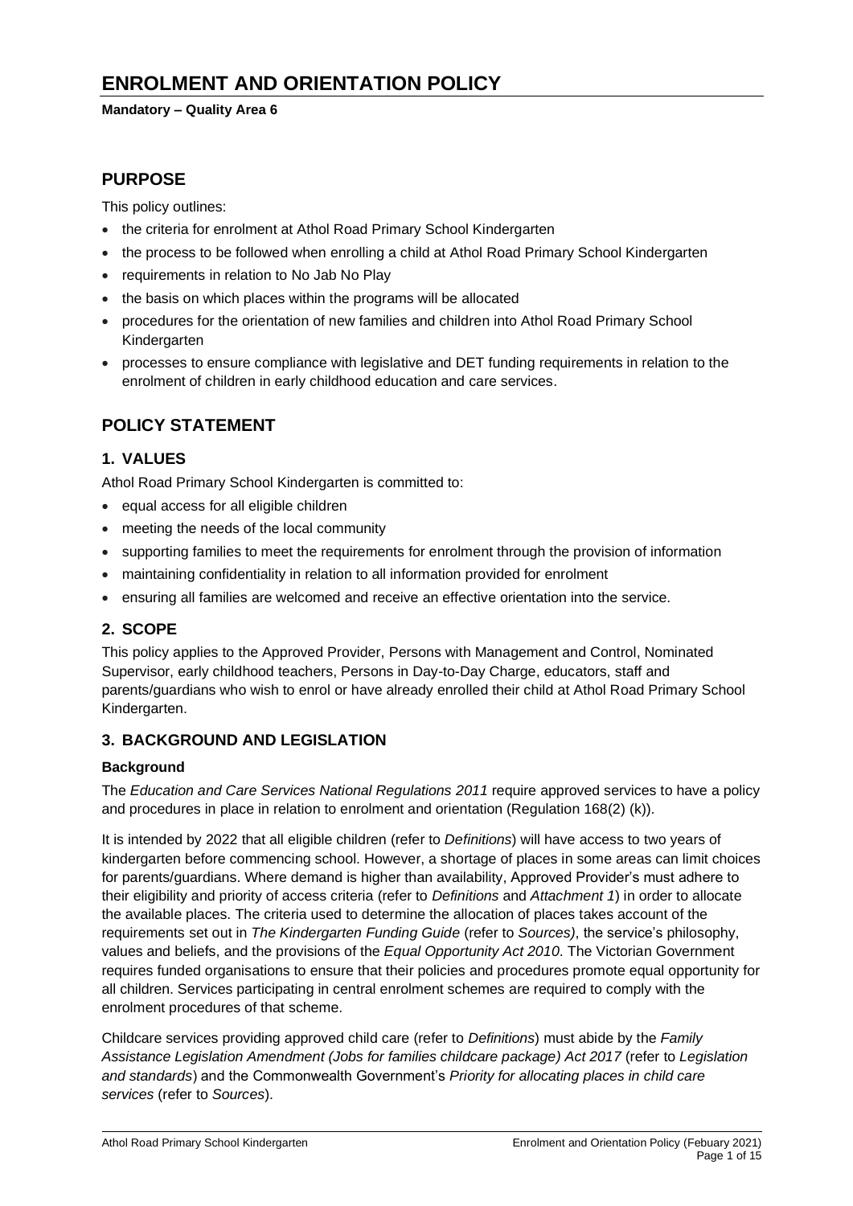# ENROLMENT AND ORIENTATION POLICY

**Mandatory – Quality Area 6**

## PURPOSE

This policy outlines:

- the criteria for enrolment at Athol Road Primary School Kindergarten
- the process to be followed when enrolling a child at Athol Road Primary School Kindergarten
- requirements in relation to No Jab No Play
- the basis on which places within the programs will be allocated
- procedures for the orientation of new families and children into Athol Road Primary School Kindergarten
- processes to ensure compliance with legislative and DET funding requirements in relation to the enrolment of children in early childhood education and care services.

## POLICY STATEMENT

### 1. VALUES

Athol Road Primary School Kindergarten is committed to:

- equal access for all eligible children
- meeting the needs of the local community
- supporting families to meet the requirements for enrolment through the provision of information
- maintaining confidentiality in relation to all information provided for enrolment
- ensuring all families are welcomed and receive an effective orientation into the service.

### 2. SCOPE

This policy applies to the Approved Provider, Persons with Management and Control, Nominated Supervisor, early childhood teachers, Persons in Day-to-Day Charge, educators, staff and parents/guardians who wish to enrol or have already enrolled their child at Athol Road Primary School Kindergarten.

### 3. BACKGROUND AND LEGISLATION

**Background**

The *Education and Care Services National Regulations 2011* require approved services to have a policy and procedures in place in relation to enrolment and orientation (Regulation 168(2) (k)).

It is intended by 2022 that all eligible children (refer to *Definitions*) will have access to two years of kindergarten before commencing school. However, a shortage of places in some areas can limit choices for parents/guardians. Where demand is higher than availability, Approved Provider's must adhere to their eligibility and priority of access criteria (refer to *Definitions* and *Attachment 1*) in order to allocate the available places. The criteria used to determine the allocation of places takes account of the requirements set out in *The Kindergarten Funding Guide* (refer to *Sources)*, the service's philosophy, values and beliefs, and the provisions of the *Equal Opportunity Act 2010*. The Victorian Government requires funded organisations to ensure that their policies and procedures promote equal opportunity for all children. Services participating in central enrolment schemes are required to comply with the enrolment procedures of that scheme.

Childcare services providing approved child care (refer to *Definitions*) must abide by the *Family Assistance Legislation Amendment (Jobs for families childcare package) Act 2017* (refer to *Legislation and standards*) and the Commonwealth Government's *Priority for allocating places in child care services* (refer to *Sources*).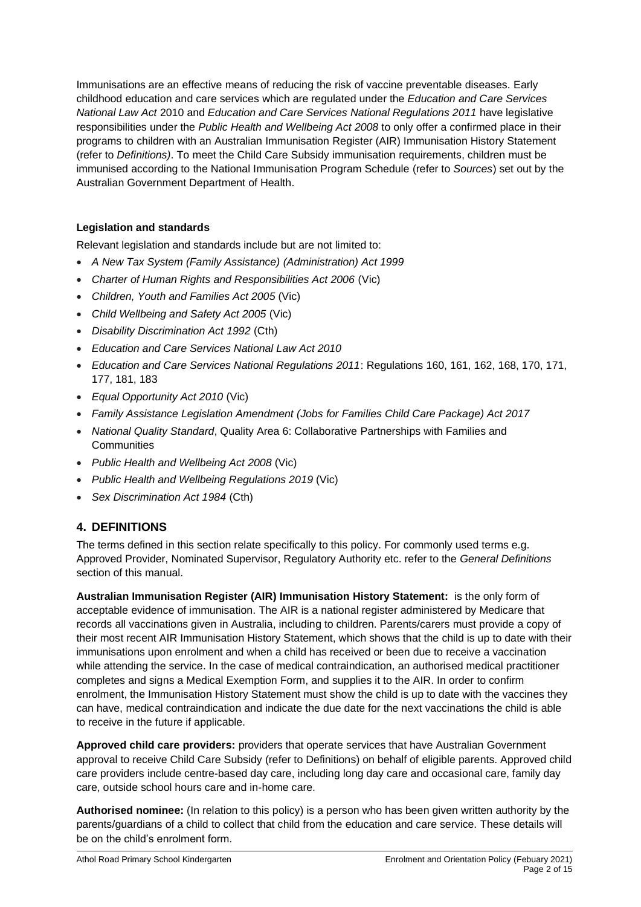Immunisations are an effective means of reducing the risk of vaccine preventable diseases. Early childhood education and care services which are regulated under the *Education and Care Services National Law Act* 2010 and *Education and Care Services National Regulations 2011* have legislative responsibilities under the *Public Health and Wellbeing Act 2008* to only offer a confirmed place in their programs to children with an Australian Immunisation Register (AIR) Immunisation History Statement (refer to *Definitions)*. To meet the Child Care Subsidy immunisation requirements, children must be immunised according to the National Immunisation Program Schedule (refer to *Sources*) set out by the Australian Government Department of Health.

**Legislation and standards**

Relevant legislation and standards include but are not limited to:

- *A New Tax System (Family Assistance) (Administration) Act 1999*
- *Charter of Human Rights and Responsibilities Act 2006* (Vic)
- *Children, Youth and Families Act 2005* (Vic)
- *Child Wellbeing and Safety Act 2005* (Vic)
- *Disability Discrimination Act 1992* (Cth)
- *Education and Care Services National Law Act 2010*
- *Education and Care Services National Regulations 2011*: Regulations 160, 161, 162, 168, 170, 171, 177, 181, 183
- *Equal Opportunity Act 2010* (Vic)
- *Family Assistance Legislation Amendment (Jobs for Families Child Care Package) Act 2017*
- *National Quality Standard*, Quality Area 6: Collaborative Partnerships with Families and Communities
- *Public Health and Wellbeing Act 2008* (Vic)
- *Public Health and Wellbeing Regulations 2019* (Vic)
- *Sex Discrimination Act 1984* (Cth)

## 4. DEFINITIONS

The terms defined in this section relate specifically to this policy. For commonly used terms e.g. Approved Provider, Nominated Supervisor, Regulatory Authority etc. refer to the *General Definitions* section of this manual.

**Australian Immunisation Register (AIR) Immunisation History Statement:** is the only form of acceptable evidence of immunisation. The AIR is a national register administered by Medicare that records all vaccinations given in Australia, including to children. Parents/carers must provide a copy of their most recent AIR Immunisation History Statement, which shows that the child is up to date with their immunisations upon enrolment and when a child has received or been due to receive a vaccination while attending the service. In the case of medical contraindication, an authorised medical practitioner completes and signs a Medical Exemption Form, and supplies it to the AIR. In order to confirm enrolment, the Immunisation History Statement must show the child is up to date with the vaccines they can have, medical contraindication and indicate the due date for the next vaccinations the child is able to receive in the future if applicable.

**Approved child care providers:** providers that operate services that have Australian Government approval to receive Child Care Subsidy (refer to Definitions) on behalf of eligible parents. Approved child care providers include centre-based day care, including long day care and occasional care, family day care, outside school hours care and in-home care.

**Authorised nominee:** (In relation to this policy) is a person who has been given written authority by the parents/guardians of a child to collect that child from the education and care service. These details will be on the child's enrolment form.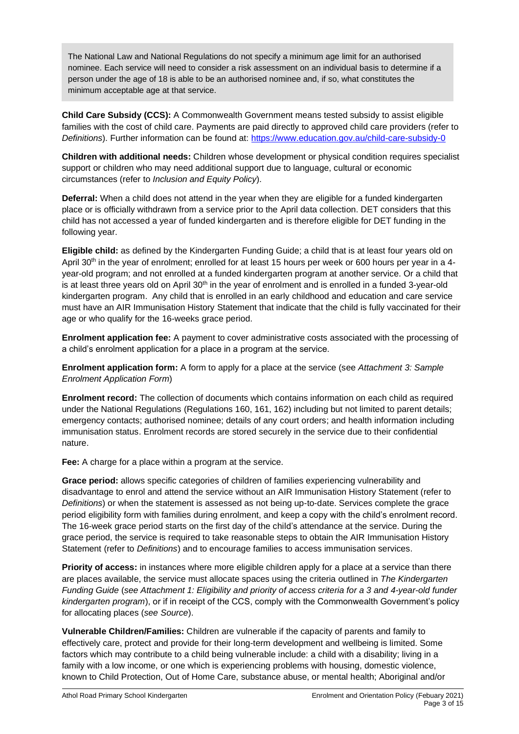> The National Law and National Regulations do not specify a minimum age limit for an authorised nominee. Each service will need to consider a risk assessment on an individual basis to determine if a person under the age of 18 is able to be an authorised nominee and, if so, what constitutes the minimum acceptable age at that service.

**Child Care Subsidy (CCS):** A Commonwealth Government means tested subsidy to assist eligible families with the cost of child care. Payments are paid directly to approved child care providers (refer to *Definitions*). Further information can be found at: https://www.education.gov.au/child-care-subsidy-0

**Children with additional needs:** Children whose development or physical condition requires specialist support or children who may need additional support due to language, cultural or economic circumstances (refer to *Inclusion and Equity Policy*).

**Deferral:** When a child does not attend in the year when they are eligible for a funded kindergarten place or is officially withdrawn from a service prior to the April data collection. DET considers that this child has not accessed a year of funded kindergarten and is therefore eligible for DET funding in the following year.

**Eligible child:** as defined by the Kindergarten Funding Guide; a child that is at least four years old on April 30th in the year of enrolment; enrolled for at least 15 hours per week or 600 hours per year in a 4-year-old program; and not enrolled at a funded kindergarten program at another service. Or a child that is at least three years old on April 30th in the year of enrolment and is enrolled in a funded 3-year-old kindergarten program. Any child that is enrolled in an early childhood and education and care service must have an AIR Immunisation History Statement that indicate that the child is fully vaccinated for their age or who qualify for the 16-weeks grace period.

**Enrolment application fee:** A payment to cover administrative costs associated with the processing of a child's enrolment application for a place in a program at the service.

**Enrolment application form:** A form to apply for a place at the service (see *Attachment 3: Sample Enrolment Application Form*)

**Enrolment record:** The collection of documents which contains information on each child as required under the National Regulations (Regulations 160, 161, 162) including but not limited to parent details; emergency contacts; authorised nominee; details of any court orders; and health information including immunisation status. Enrolment records are stored securely in the service due to their confidential nature.

**Fee:** A charge for a place within a program at the service.

**Grace period:** allows specific categories of children of families experiencing vulnerability and disadvantage to enrol and attend the service without an AIR Immunisation History Statement (refer to *Definitions*) or when the statement is assessed as not being up-to-date. Services complete the grace period eligibility form with families during enrolment, and keep a copy with the child's enrolment record. The 16-week grace period starts on the first day of the child's attendance at the service. During the grace period, the service is required to take reasonable steps to obtain the AIR Immunisation History Statement (refer to *Definitions*) and to encourage families to access immunisation services.

**Priority of access:** in instances where more eligible children apply for a place at a service than there are places available, the service must allocate spaces using the criteria outlined in *The Kindergarten Funding Guide* (*see Attachment 1: Eligibility and priority of access criteria for a 3 and 4-year-old funder kindergarten program*), or if in receipt of the CCS, comply with the Commonwealth Government's policy for allocating places (*see Source*).

**Vulnerable Children/Families:** Children are vulnerable if the capacity of parents and family to effectively care, protect and provide for their long-term development and wellbeing is limited. Some factors which may contribute to a child being vulnerable include: a child with a disability; living in a family with a low income, or one which is experiencing problems with housing, domestic violence, known to Child Protection, Out of Home Care, substance abuse, or mental health; Aboriginal and/or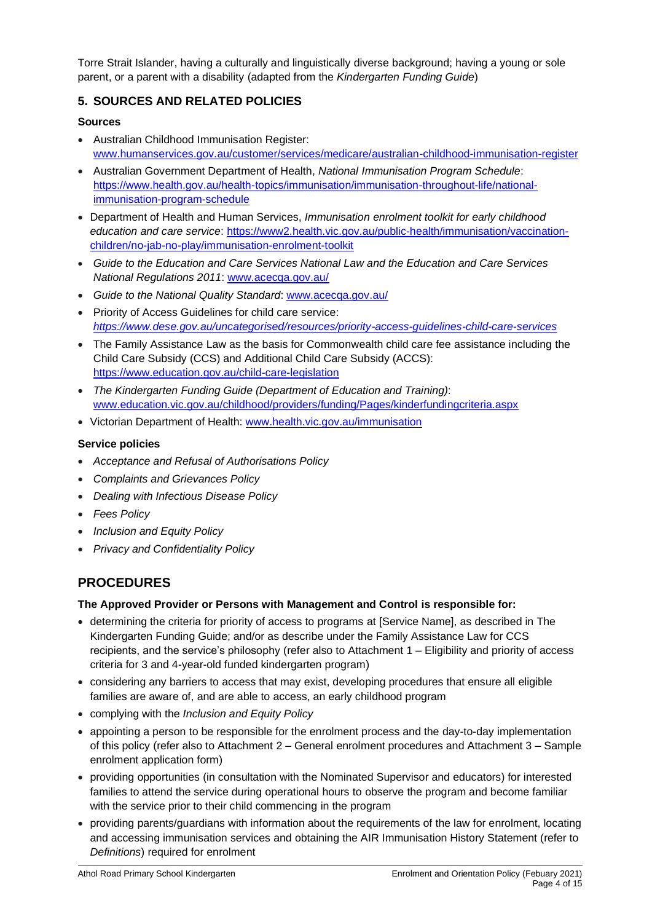Torre Strait Islander, having a culturally and linguistically diverse background; having a young or sole parent, or a parent with a disability (adapted from the *Kindergarten Funding Guide*)

## 5. SOURCES AND RELATED POLICIES

### Sources

- Australian Childhood Immunisation Register: www.humanservices.gov.au/customer/services/medicare/australian-childhood-immunisation-register
- Australian Government Department of Health, *National Immunisation Program Schedule*: https://www.health.gov.au/health-topics/immunisation/immunisation-throughout-life/national-immunisation-program-schedule
- Department of Health and Human Services, *Immunisation enrolment toolkit for early childhood education and care service*: https://www2.health.vic.gov.au/public-health/immunisation/vaccination-children/no-jab-no-play/immunisation-enrolment-toolkit
- *Guide to the Education and Care Services National Law and the Education and Care Services National Regulations 2011*: www.acecqa.gov.au/
- *Guide to the National Quality Standard*: www.acecqa.gov.au/
- Priority of Access Guidelines for child care service: *https://www.dese.gov.au/uncategorised/resources/priority-access-guidelines-child-care-services*
- The Family Assistance Law as the basis for Commonwealth child care fee assistance including the Child Care Subsidy (CCS) and Additional Child Care Subsidy (ACCS): https://www.education.gov.au/child-care-legislation
- *The Kindergarten Funding Guide (Department of Education and Training)*: www.education.vic.gov.au/childhood/providers/funding/Pages/kinderfundingcriteria.aspx
- Victorian Department of Health: www.health.vic.gov.au/immunisation

### Service policies

- *Acceptance and Refusal of Authorisations Policy*
- *Complaints and Grievances Policy*
- *Dealing with Infectious Disease Policy*
- *Fees Policy*
- *Inclusion and Equity Policy*
- *Privacy and Confidentiality Policy*

# PROCEDURES

**The Approved Provider or Persons with Management and Control is responsible for:**

- determining the criteria for priority of access to programs at [Service Name], as described in The Kindergarten Funding Guide; and/or as describe under the Family Assistance Law for CCS recipients, and the service's philosophy (refer also to Attachment 1 – Eligibility and priority of access criteria for 3 and 4-year-old funded kindergarten program)
- considering any barriers to access that may exist, developing procedures that ensure all eligible families are aware of, and are able to access, an early childhood program
- complying with the *Inclusion and Equity Policy*
- appointing a person to be responsible for the enrolment process and the day-to-day implementation of this policy (refer also to Attachment 2 – General enrolment procedures and Attachment 3 – Sample enrolment application form)
- providing opportunities (in consultation with the Nominated Supervisor and educators) for interested families to attend the service during operational hours to observe the program and become familiar with the service prior to their child commencing in the program
- providing parents/guardians with information about the requirements of the law for enrolment, locating and accessing immunisation services and obtaining the AIR Immunisation History Statement (refer to *Definitions*) required for enrolment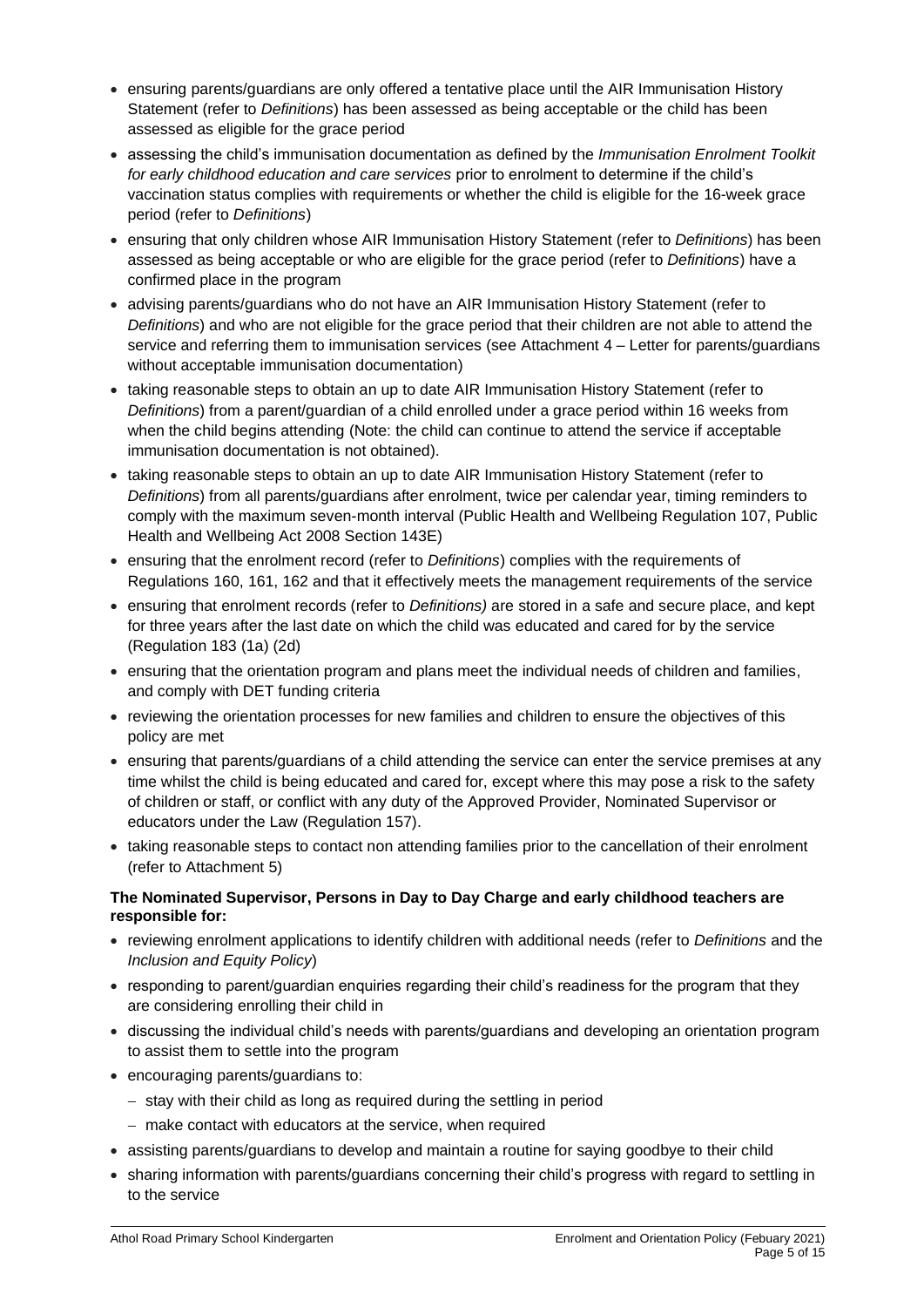- ensuring parents/guardians are only offered a tentative place until the AIR Immunisation History Statement (refer to *Definitions*) has been assessed as being acceptable or the child has been assessed as eligible for the grace period
- assessing the child's immunisation documentation as defined by the *Immunisation Enrolment Toolkit for early childhood education and care services* prior to enrolment to determine if the child's vaccination status complies with requirements or whether the child is eligible for the 16-week grace period (refer to *Definitions*)
- ensuring that only children whose AIR Immunisation History Statement (refer to *Definitions*) has been assessed as being acceptable or who are eligible for the grace period (refer to *Definitions*) have a confirmed place in the program
- advising parents/guardians who do not have an AIR Immunisation History Statement (refer to *Definitions*) and who are not eligible for the grace period that their children are not able to attend the service and referring them to immunisation services (see Attachment 4 – Letter for parents/guardians without acceptable immunisation documentation)
- taking reasonable steps to obtain an up to date AIR Immunisation History Statement (refer to *Definitions*) from a parent/guardian of a child enrolled under a grace period within 16 weeks from when the child begins attending (Note: the child can continue to attend the service if acceptable immunisation documentation is not obtained).
- taking reasonable steps to obtain an up to date AIR Immunisation History Statement (refer to *Definitions*) from all parents/guardians after enrolment, twice per calendar year, timing reminders to comply with the maximum seven-month interval (Public Health and Wellbeing Regulation 107, Public Health and Wellbeing Act 2008 Section 143E)
- ensuring that the enrolment record (refer to *Definitions*) complies with the requirements of Regulations 160, 161, 162 and that it effectively meets the management requirements of the service
- ensuring that enrolment records (refer to *Definitions)* are stored in a safe and secure place, and kept for three years after the last date on which the child was educated and cared for by the service (Regulation 183 (1a) (2d)
- ensuring that the orientation program and plans meet the individual needs of children and families, and comply with DET funding criteria
- reviewing the orientation processes for new families and children to ensure the objectives of this policy are met
- ensuring that parents/guardians of a child attending the service can enter the service premises at any time whilst the child is being educated and cared for, except where this may pose a risk to the safety of children or staff, or conflict with any duty of the Approved Provider, Nominated Supervisor or educators under the Law (Regulation 157).
- taking reasonable steps to contact non attending families prior to the cancellation of their enrolment (refer to Attachment 5)

**The Nominated Supervisor, Persons in Day to Day Charge and early childhood teachers are responsible for:**

- reviewing enrolment applications to identify children with additional needs (refer to *Definitions* and the *Inclusion and Equity Policy*)
- responding to parent/guardian enquiries regarding their child's readiness for the program that they are considering enrolling their child in
- discussing the individual child's needs with parents/guardians and developing an orientation program to assist them to settle into the program
- encouraging parents/guardians to:
  - stay with their child as long as required during the settling in period
  - make contact with educators at the service, when required
- assisting parents/guardians to develop and maintain a routine for saying goodbye to their child
- sharing information with parents/guardians concerning their child's progress with regard to settling in to the service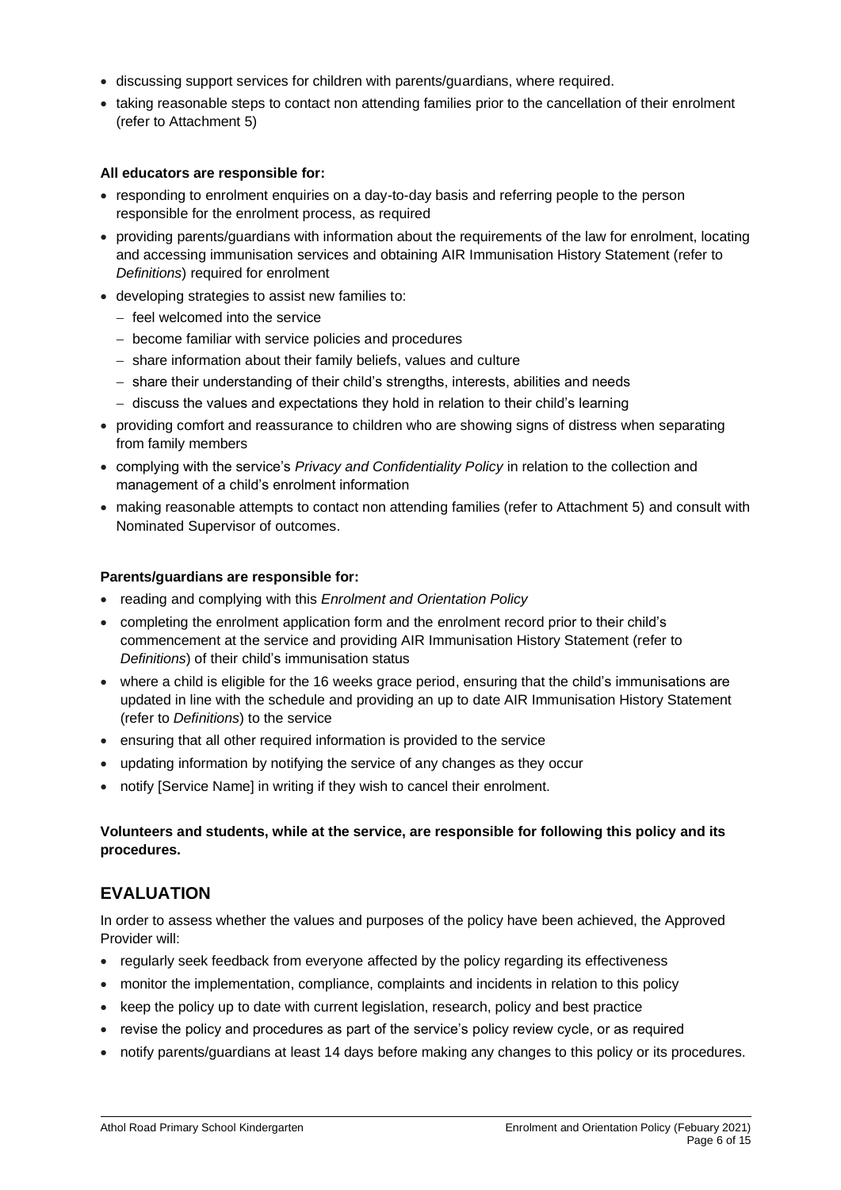- discussing support services for children with parents/guardians, where required.
- taking reasonable steps to contact non attending families prior to the cancellation of their enrolment (refer to Attachment 5)

**All educators are responsible for:**

- responding to enrolment enquiries on a day-to-day basis and referring people to the person responsible for the enrolment process, as required
- providing parents/guardians with information about the requirements of the law for enrolment, locating and accessing immunisation services and obtaining AIR Immunisation History Statement (refer to *Definitions*) required for enrolment
- developing strategies to assist new families to:
  - feel welcomed into the service
  - become familiar with service policies and procedures
  - share information about their family beliefs, values and culture
  - share their understanding of their child's strengths, interests, abilities and needs
  - discuss the values and expectations they hold in relation to their child's learning
- providing comfort and reassurance to children who are showing signs of distress when separating from family members
- complying with the service's *Privacy and Confidentiality Policy* in relation to the collection and management of a child's enrolment information
- making reasonable attempts to contact non attending families (refer to Attachment 5) and consult with Nominated Supervisor of outcomes.

**Parents/guardians are responsible for:**

- reading and complying with this *Enrolment and Orientation Policy*
- completing the enrolment application form and the enrolment record prior to their child's commencement at the service and providing AIR Immunisation History Statement (refer to *Definitions*) of their child's immunisation status
- where a child is eligible for the 16 weeks grace period, ensuring that the child's immunisations are updated in line with the schedule and providing an up to date AIR Immunisation History Statement (refer to *Definitions*) to the service
- ensuring that all other required information is provided to the service
- updating information by notifying the service of any changes as they occur
- notify [Service Name] in writing if they wish to cancel their enrolment.

**Volunteers and students, while at the service, are responsible for following this policy and its procedures.**

## EVALUATION

In order to assess whether the values and purposes of the policy have been achieved, the Approved Provider will:

- regularly seek feedback from everyone affected by the policy regarding its effectiveness
- monitor the implementation, compliance, complaints and incidents in relation to this policy
- keep the policy up to date with current legislation, research, policy and best practice
- revise the policy and procedures as part of the service's policy review cycle, or as required
- notify parents/guardians at least 14 days before making any changes to this policy or its procedures.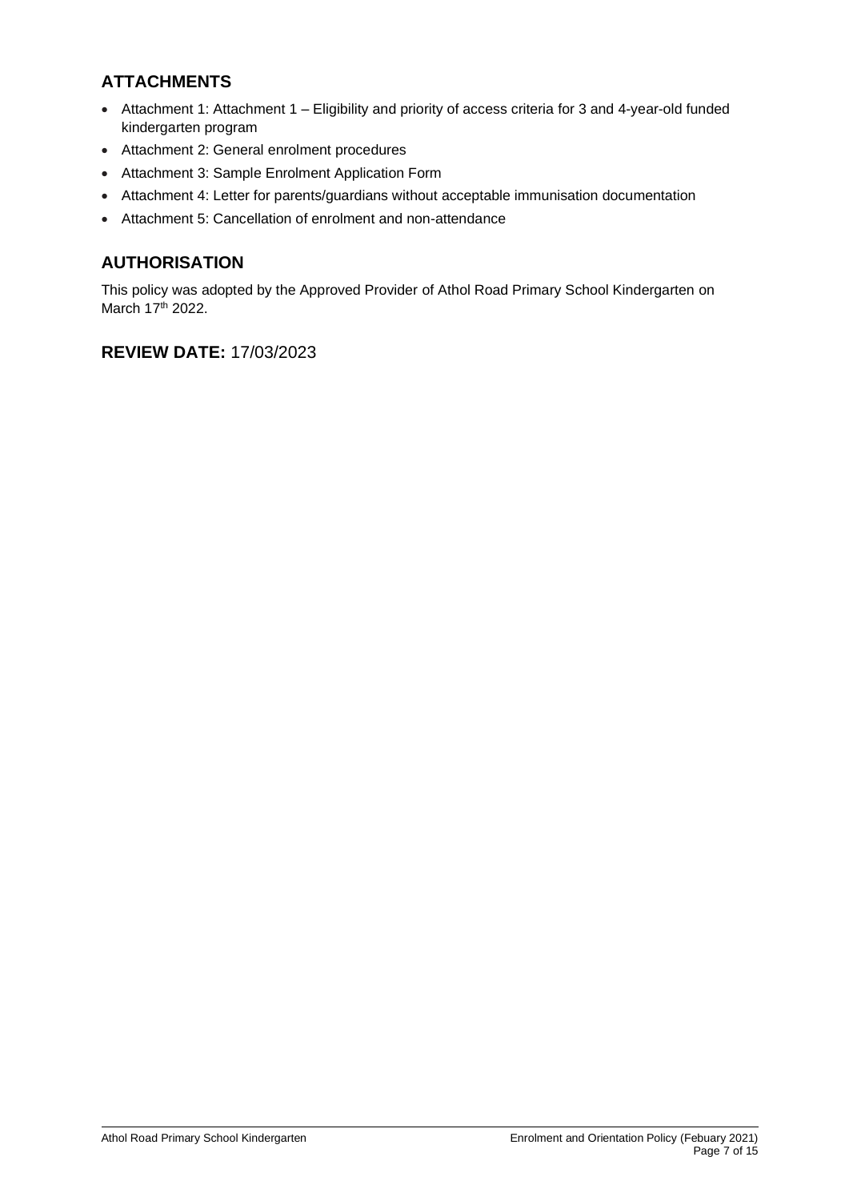## ATTACHMENTS

- Attachment 1: Attachment 1 – Eligibility and priority of access criteria for 3 and 4-year-old funded kindergarten program
- Attachment 2: General enrolment procedures
- Attachment 3: Sample Enrolment Application Form
- Attachment 4: Letter for parents/guardians without acceptable immunisation documentation
- Attachment 5: Cancellation of enrolment and non-attendance

## AUTHORISATION

This policy was adopted by the Approved Provider of Athol Road Primary School Kindergarten on March 17th 2022.

## REVIEW DATE: 17/03/2023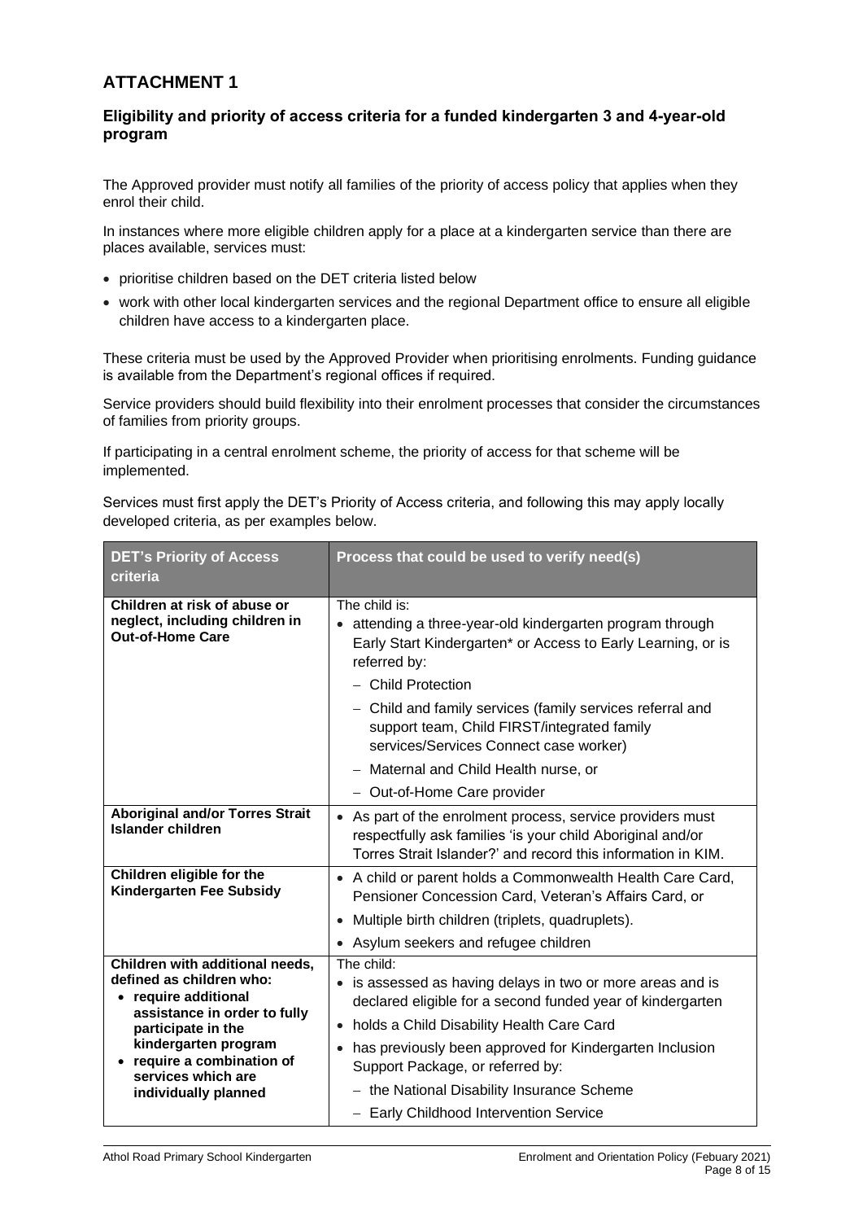## ATTACHMENT 1

### Eligibility and priority of access criteria for a funded kindergarten 3 and 4-year-old program

The Approved provider must notify all families of the priority of access policy that applies when they enrol their child.

In instances where more eligible children apply for a place at a kindergarten service than there are places available, services must:

- prioritise children based on the DET criteria listed below
- work with other local kindergarten services and the regional Department office to ensure all eligible children have access to a kindergarten place.

These criteria must be used by the Approved Provider when prioritising enrolments. Funding guidance is available from the Department's regional offices if required.

Service providers should build flexibility into their enrolment processes that consider the circumstances of families from priority groups.

If participating in a central enrolment scheme, the priority of access for that scheme will be implemented.

Services must first apply the DET's Priority of Access criteria, and following this may apply locally developed criteria, as per examples below.

| DET's Priority of Access criteria | Process that could be used to verify need(s) |
|---|---|
| **Children at risk of abuse or neglect, including children in Out-of-Home Care** | The child is:<br>• attending a three-year-old kindergarten program through Early Start Kindergarten* or Access to Early Learning, or is referred by:<br>– Child Protection<br>– Child and family services (family services referral and support team, Child FIRST/integrated family services/Services Connect case worker)<br>– Maternal and Child Health nurse, or<br>– Out-of-Home Care provider |
| **Aboriginal and/or Torres Strait Islander children** | • As part of the enrolment process, service providers must respectfully ask families 'is your child Aboriginal and/or Torres Strait Islander?' and record this information in KIM. |
| **Children eligible for the Kindergarten Fee Subsidy** | • A child or parent holds a Commonwealth Health Care Card, Pensioner Concession Card, Veteran's Affairs Card, or<br>• Multiple birth children (triplets, quadruplets).<br>• Asylum seekers and refugee children |
| **Children with additional needs, defined as children who:**<br>• **require additional assistance in order to fully participate in the kindergarten program**<br>• **require a combination of services which are individually planned** | The child:<br>• is assessed as having delays in two or more areas and is declared eligible for a second funded year of kindergarten<br>• holds a Child Disability Health Care Card<br>• has previously been approved for Kindergarten Inclusion Support Package, or referred by:<br>– the National Disability Insurance Scheme<br>– Early Childhood Intervention Service |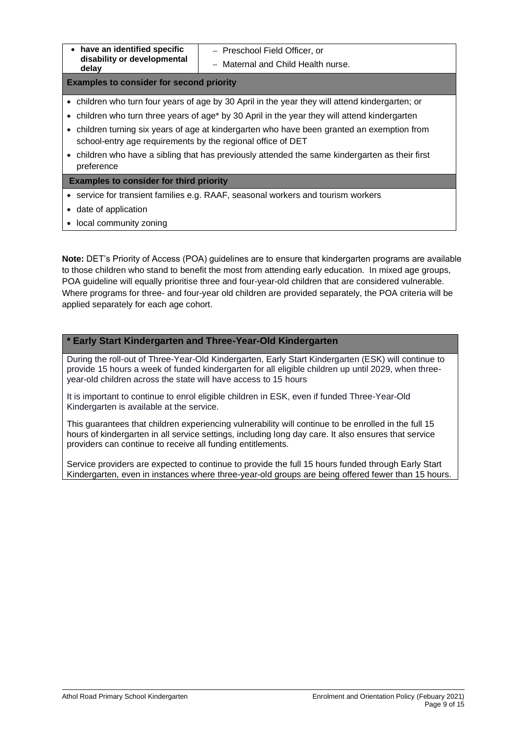| | |
|---|---|
| • **have an identified specific disability or developmental delay** | – Preschool Field Officer, or<br>– Maternal and Child Health nurse. |

**Examples to consider for second priority**

- children who turn four years of age by 30 April in the year they will attend kindergarten; or
- children who turn three years of age* by 30 April in the year they will attend kindergarten
- children turning six years of age at kindergarten who have been granted an exemption from school-entry age requirements by the regional office of DET
- children who have a sibling that has previously attended the same kindergarten as their first preference

**Examples to consider for third priority**

- service for transient families e.g. RAAF, seasonal workers and tourism workers
- date of application
- local community zoning

**Note:** DET's Priority of Access (POA) guidelines are to ensure that kindergarten programs are available to those children who stand to benefit the most from attending early education. In mixed age groups, POA guideline will equally prioritise three and four-year-old children that are considered vulnerable. Where programs for three- and four-year old children are provided separately, the POA criteria will be applied separately for each age cohort.

### * Early Start Kindergarten and Three-Year-Old Kindergarten

During the roll-out of Three-Year-Old Kindergarten, Early Start Kindergarten (ESK) will continue to provide 15 hours a week of funded kindergarten for all eligible children up until 2029, when three-year-old children across the state will have access to 15 hours

It is important to continue to enrol eligible children in ESK, even if funded Three-Year-Old Kindergarten is available at the service.

This guarantees that children experiencing vulnerability will continue to be enrolled in the full 15 hours of kindergarten in all service settings, including long day care. It also ensures that service providers can continue to receive all funding entitlements.

Service providers are expected to continue to provide the full 15 hours funded through Early Start Kindergarten, even in instances where three-year-old groups are being offered fewer than 15 hours.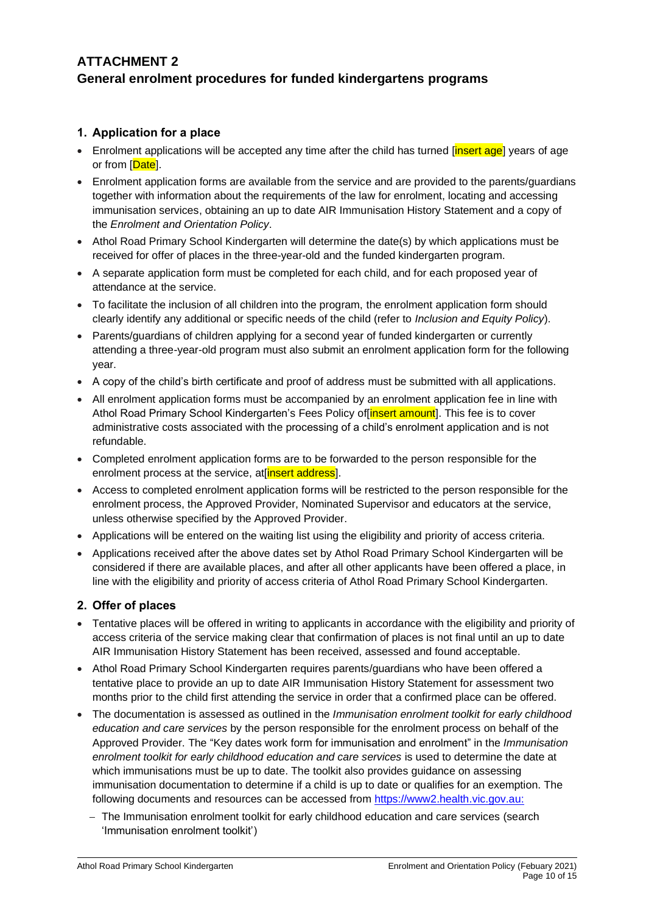## ATTACHMENT 2
## General enrolment procedures for funded kindergartens programs

### 1. Application for a place

- Enrolment applications will be accepted any time after the child has turned [insert age] years of age or from [Date].
- Enrolment application forms are available from the service and are provided to the parents/guardians together with information about the requirements of the law for enrolment, locating and accessing immunisation services, obtaining an up to date AIR Immunisation History Statement and a copy of the *Enrolment and Orientation Policy*.
- Athol Road Primary School Kindergarten will determine the date(s) by which applications must be received for offer of places in the three-year-old and the funded kindergarten program.
- A separate application form must be completed for each child, and for each proposed year of attendance at the service.
- To facilitate the inclusion of all children into the program, the enrolment application form should clearly identify any additional or specific needs of the child (refer to *Inclusion and Equity Policy*).
- Parents/guardians of children applying for a second year of funded kindergarten or currently attending a three-year-old program must also submit an enrolment application form for the following year.
- A copy of the child's birth certificate and proof of address must be submitted with all applications.
- All enrolment application forms must be accompanied by an enrolment application fee in line with Athol Road Primary School Kindergarten's Fees Policy of[insert amount]. This fee is to cover administrative costs associated with the processing of a child's enrolment application and is not refundable.
- Completed enrolment application forms are to be forwarded to the person responsible for the enrolment process at the service, at[insert address].
- Access to completed enrolment application forms will be restricted to the person responsible for the enrolment process, the Approved Provider, Nominated Supervisor and educators at the service, unless otherwise specified by the Approved Provider.
- Applications will be entered on the waiting list using the eligibility and priority of access criteria.
- Applications received after the above dates set by Athol Road Primary School Kindergarten will be considered if there are available places, and after all other applicants have been offered a place, in line with the eligibility and priority of access criteria of Athol Road Primary School Kindergarten.

### 2. Offer of places

- Tentative places will be offered in writing to applicants in accordance with the eligibility and priority of access criteria of the service making clear that confirmation of places is not final until an up to date AIR Immunisation History Statement has been received, assessed and found acceptable.
- Athol Road Primary School Kindergarten requires parents/guardians who have been offered a tentative place to provide an up to date AIR Immunisation History Statement for assessment two months prior to the child first attending the service in order that a confirmed place can be offered.
- The documentation is assessed as outlined in the *Immunisation enrolment toolkit for early childhood education and care services* by the person responsible for the enrolment process on behalf of the Approved Provider. The "Key dates work form for immunisation and enrolment" in the *Immunisation enrolment toolkit for early childhood education and care services* is used to determine the date at which immunisations must be up to date. The toolkit also provides guidance on assessing immunisation documentation to determine if a child is up to date or qualifies for an exemption. The following documents and resources can be accessed from https://www2.health.vic.gov.au:
  - The Immunisation enrolment toolkit for early childhood education and care services (search 'Immunisation enrolment toolkit')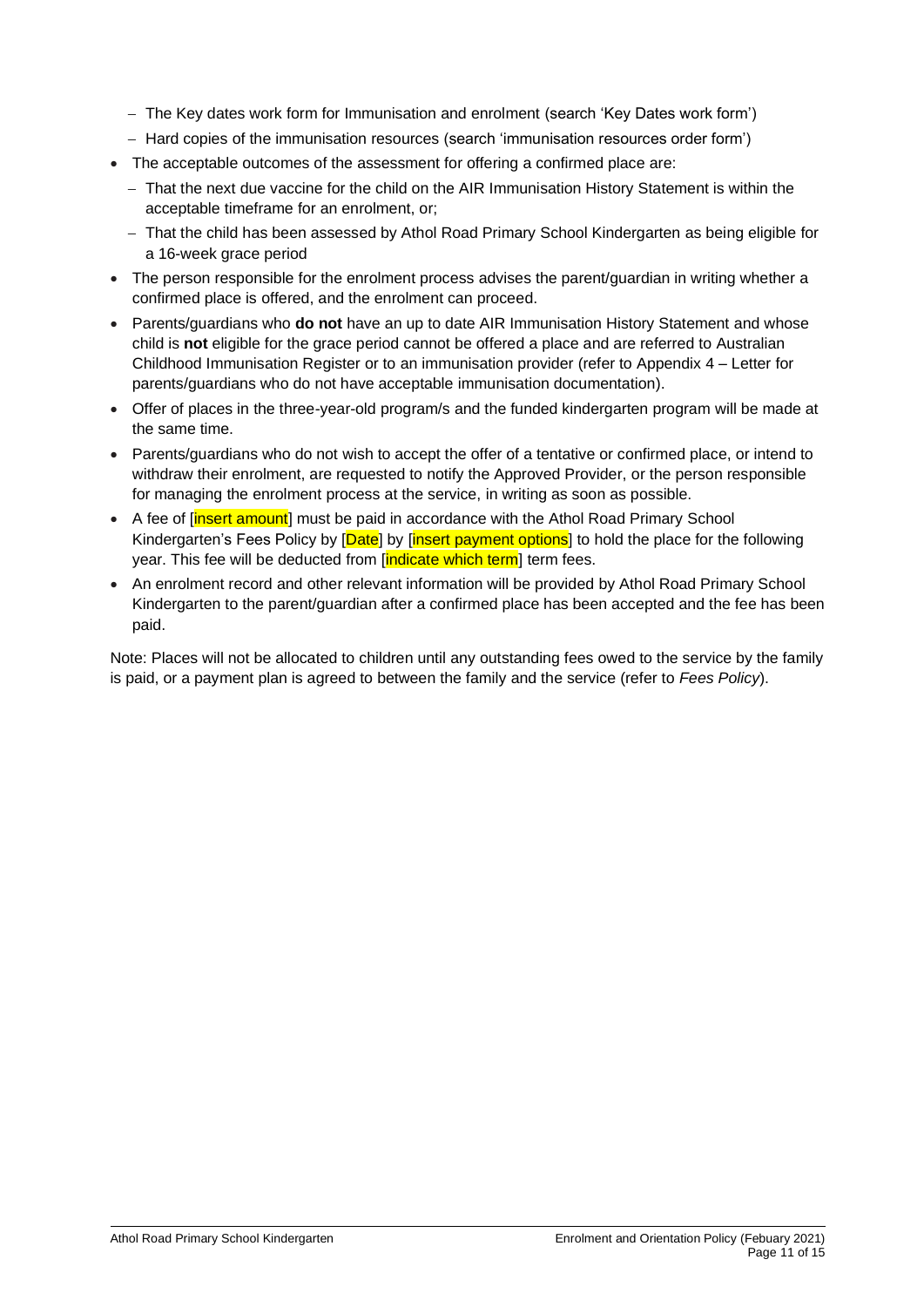- The Key dates work form for Immunisation and enrolment (search 'Key Dates work form')
  - Hard copies of the immunisation resources (search 'immunisation resources order form')
- The acceptable outcomes of the assessment for offering a confirmed place are:
  - That the next due vaccine for the child on the AIR Immunisation History Statement is within the acceptable timeframe for an enrolment, or;
  - That the child has been assessed by Athol Road Primary School Kindergarten as being eligible for a 16-week grace period
- The person responsible for the enrolment process advises the parent/guardian in writing whether a confirmed place is offered, and the enrolment can proceed.
- Parents/guardians who **do not** have an up to date AIR Immunisation History Statement and whose child is **not** eligible for the grace period cannot be offered a place and are referred to Australian Childhood Immunisation Register or to an immunisation provider (refer to Appendix 4 – Letter for parents/guardians who do not have acceptable immunisation documentation).
- Offer of places in the three-year-old program/s and the funded kindergarten program will be made at the same time.
- Parents/guardians who do not wish to accept the offer of a tentative or confirmed place, or intend to withdraw their enrolment, are requested to notify the Approved Provider, or the person responsible for managing the enrolment process at the service, in writing as soon as possible.
- A fee of [insert amount] must be paid in accordance with the Athol Road Primary School Kindergarten's Fees Policy by [Date] by [insert payment options] to hold the place for the following year. This fee will be deducted from [indicate which term] term fees.
- An enrolment record and other relevant information will be provided by Athol Road Primary School Kindergarten to the parent/guardian after a confirmed place has been accepted and the fee has been paid.

Note: Places will not be allocated to children until any outstanding fees owed to the service by the family is paid, or a payment plan is agreed to between the family and the service (refer to *Fees Policy*).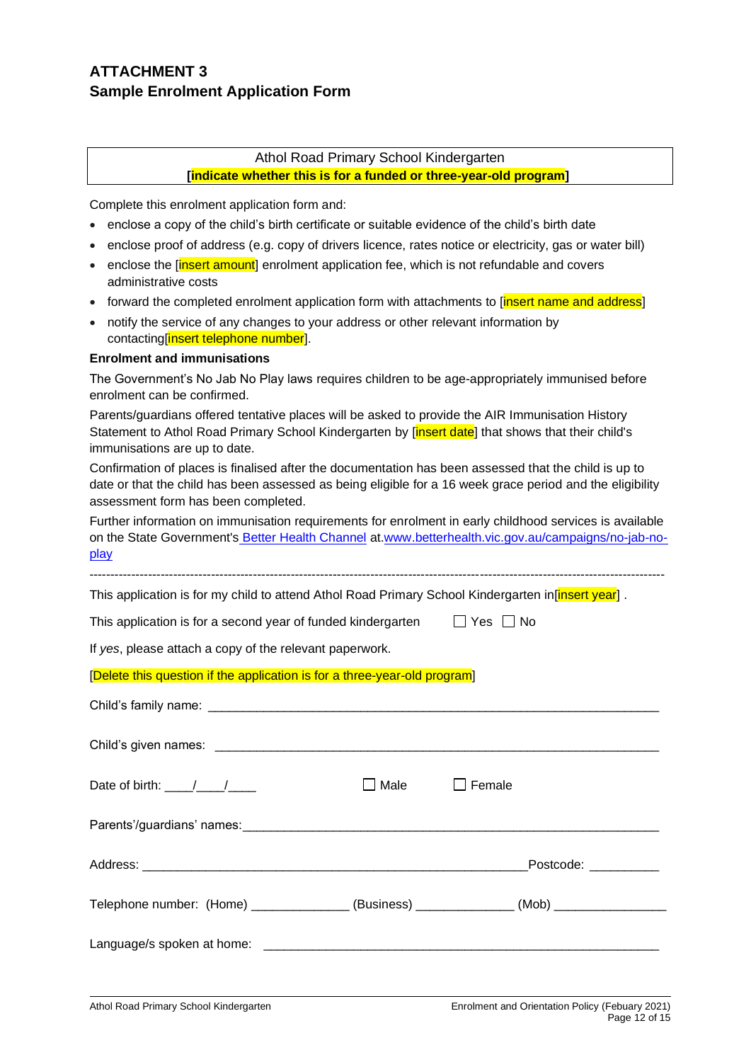# ATTACHMENT 3
## Sample Enrolment Application Form

Athol Road Primary School Kindergarten

**[indicate whether this is for a funded or three-year-old program]**

Complete this enrolment application form and:

- enclose a copy of the child's birth certificate or suitable evidence of the child's birth date
- enclose proof of address (e.g. copy of drivers licence, rates notice or electricity, gas or water bill)
- enclose the [insert amount] enrolment application fee, which is not refundable and covers administrative costs
- forward the completed enrolment application form with attachments to [insert name and address]
- notify the service of any changes to your address or other relevant information by contacting[insert telephone number].

**Enrolment and immunisations**

The Government's No Jab No Play laws requires children to be age-appropriately immunised before enrolment can be confirmed.

Parents/guardians offered tentative places will be asked to provide the AIR Immunisation History Statement to Athol Road Primary School Kindergarten by [insert date] that shows that their child's immunisations are up to date.

Confirmation of places is finalised after the documentation has been assessed that the child is up to date or that the child has been assessed as being eligible for a 16 week grace period and the eligibility assessment form has been completed.

Further information on immunisation requirements for enrolment in early childhood services is available on the State Government's Better Health Channel at.www.betterhealth.vic.gov.au/campaigns/no-jab-no-play

---

This application is for my child to attend Athol Road Primary School Kindergarten in[insert year] .

This application is for a second year of funded kindergarten ☐ Yes ☐ No

If *yes*, please attach a copy of the relevant paperwork.

[Delete this question if the application is for a three-year-old program]

Child's family name: ______________________________________________________________

Child's given names: ______________________________________________________________

Date of birth: ____/____/____ ☐ Male ☐ Female

Parents'/guardians' names:__________________________________________________________

Address: _______________________________________________Postcode: __________

Telephone number: (Home) ______________ (Business) ______________ (Mob) ________________

Language/s spoken at home: ________________________________________________________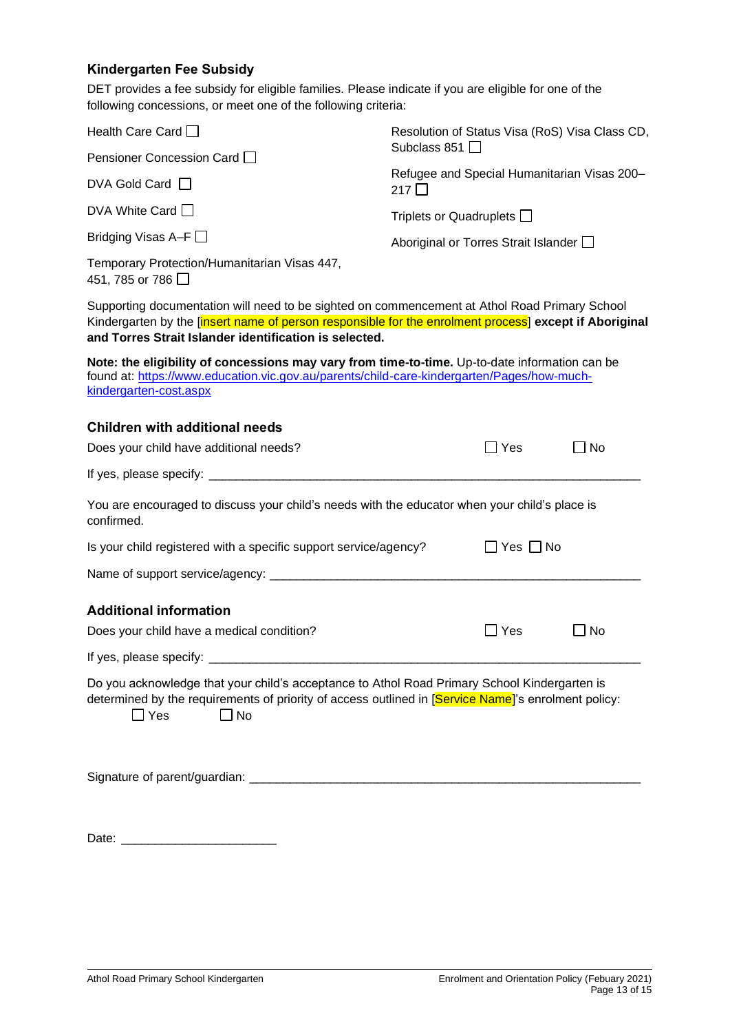### Kindergarten Fee Subsidy

DET provides a fee subsidy for eligible families. Please indicate if you are eligible for one of the following concessions, or meet one of the following criteria:

Health Care Card ☐

Pensioner Concession Card ☐

DVA Gold Card ☐

DVA White Card ☐

Bridging Visas A–F ☐

Temporary Protection/Humanitarian Visas 447, 451, 785 or 786 ☐

Resolution of Status Visa (RoS) Visa Class CD, Subclass 851 ☐

Refugee and Special Humanitarian Visas 200–217 ☐

Triplets or Quadruplets ☐

Aboriginal or Torres Strait Islander ☐

Supporting documentation will need to be sighted on commencement at Athol Road Primary School Kindergarten by the [insert name of person responsible for the enrolment process] **except if Aboriginal and Torres Strait Islander identification is selected.**

**Note: the eligibility of concessions may vary from time-to-time.** Up-to-date information can be found at: https://www.education.vic.gov.au/parents/child-care-kindergarten/Pages/how-much-kindergarten-cost.aspx

### Children with additional needs

Does your child have additional needs? ☐ Yes ☐ No

If yes, please specify: ____________________________________________

You are encouraged to discuss your child's needs with the educator when your child's place is confirmed.

Is your child registered with a specific support service/agency? ☐ Yes ☐ No

Name of support service/agency: ____________________________________________

### Additional information

Does your child have a medical condition? ☐ Yes ☐ No

If yes, please specify: ____________________________________________

Do you acknowledge that your child's acceptance to Athol Road Primary School Kindergarten is determined by the requirements of priority of access outlined in [Service Name]'s enrolment policy:
☐ Yes ☐ No

Signature of parent/guardian: ____________________________________________

Date: ______________________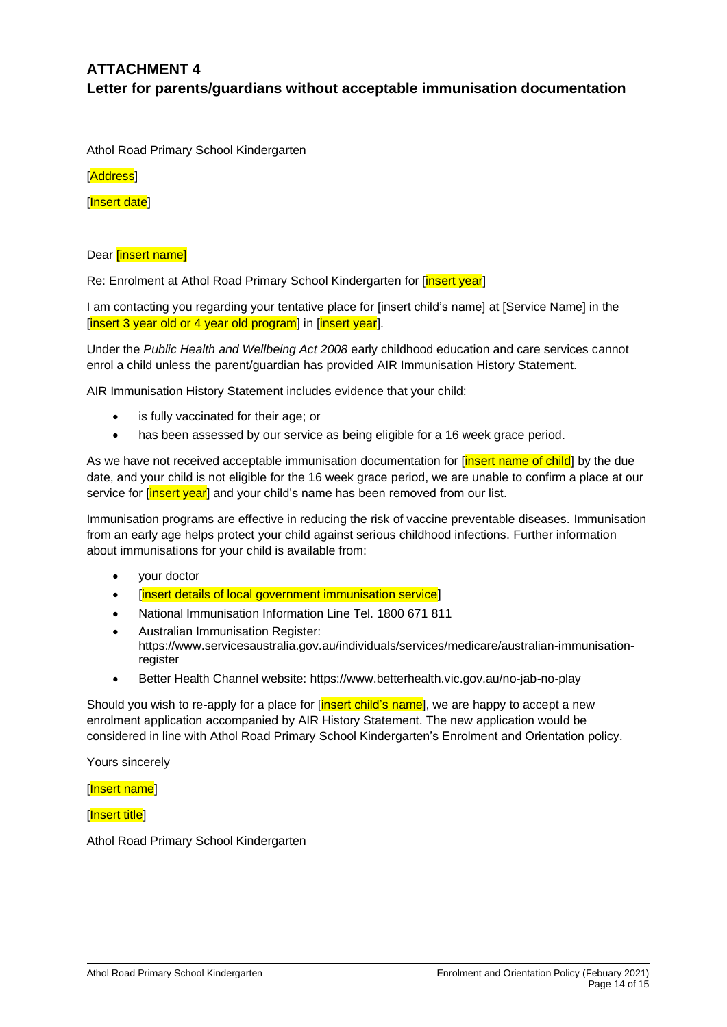# ATTACHMENT 4
## Letter for parents/guardians without acceptable immunisation documentation

Athol Road Primary School Kindergarten

[Address]

[Insert date]

Dear [insert name]

Re: Enrolment at Athol Road Primary School Kindergarten for [insert year]

I am contacting you regarding your tentative place for [insert child's name] at [Service Name] in the [insert 3 year old or 4 year old program] in [insert year].

Under the *Public Health and Wellbeing Act 2008* early childhood education and care services cannot enrol a child unless the parent/guardian has provided AIR Immunisation History Statement.

AIR Immunisation History Statement includes evidence that your child:

- is fully vaccinated for their age; or
- has been assessed by our service as being eligible for a 16 week grace period.

As we have not received acceptable immunisation documentation for [insert name of child] by the due date, and your child is not eligible for the 16 week grace period, we are unable to confirm a place at our service for [insert year] and your child's name has been removed from our list.

Immunisation programs are effective in reducing the risk of vaccine preventable diseases. Immunisation from an early age helps protect your child against serious childhood infections. Further information about immunisations for your child is available from:

- your doctor
- [insert details of local government immunisation service]
- National Immunisation Information Line Tel. 1800 671 811
- Australian Immunisation Register: https://www.servicesaustralia.gov.au/individuals/services/medicare/australian-immunisation-register
- Better Health Channel website: https://www.betterhealth.vic.gov.au/no-jab-no-play

Should you wish to re-apply for a place for [insert child's name], we are happy to accept a new enrolment application accompanied by AIR History Statement. The new application would be considered in line with Athol Road Primary School Kindergarten's Enrolment and Orientation policy.

Yours sincerely

[Insert name]

[Insert title]

Athol Road Primary School Kindergarten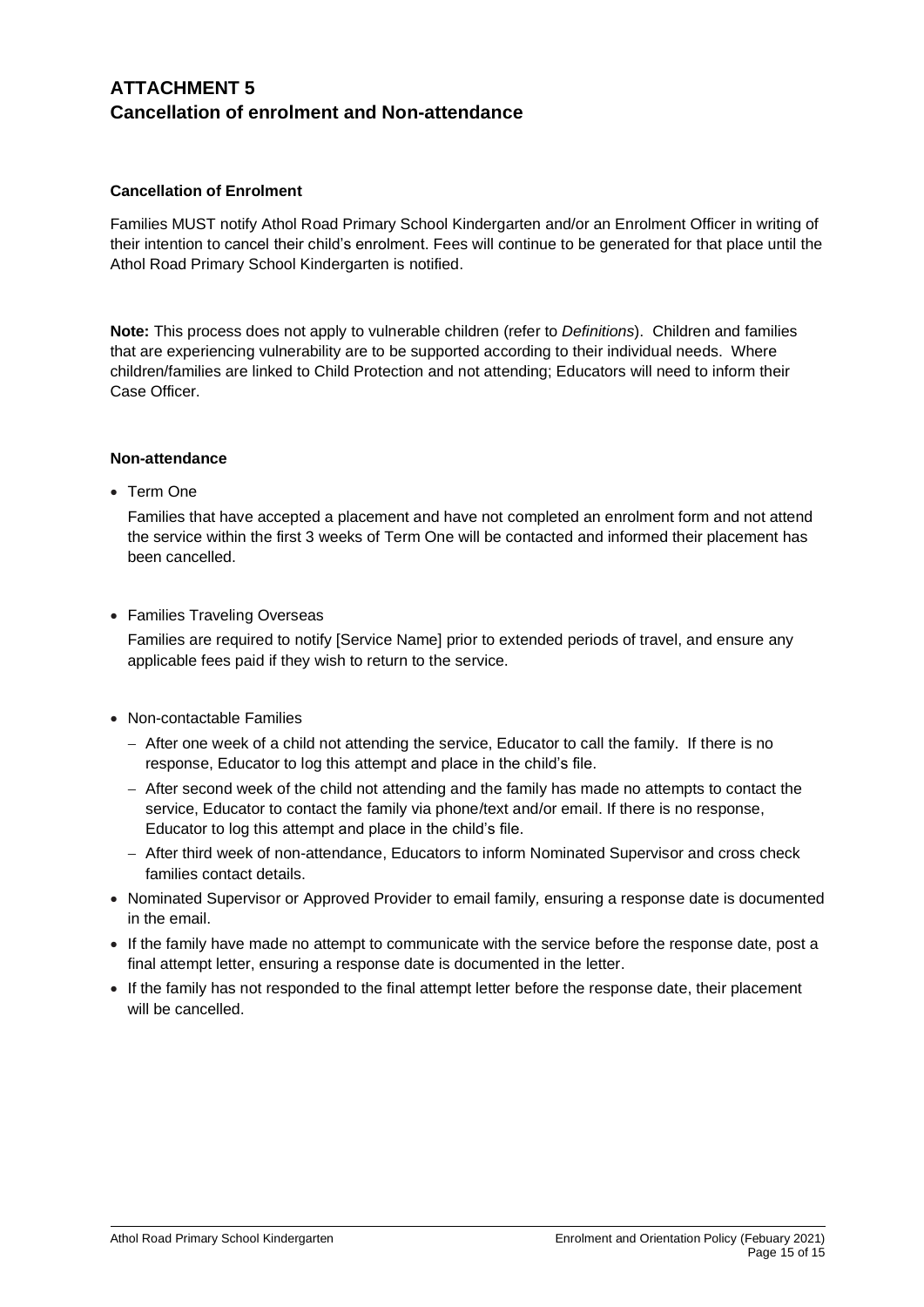# ATTACHMENT 5
## Cancellation of enrolment and Non-attendance

**Cancellation of Enrolment**

Families MUST notify Athol Road Primary School Kindergarten and/or an Enrolment Officer in writing of their intention to cancel their child's enrolment. Fees will continue to be generated for that place until the Athol Road Primary School Kindergarten is notified.

**Note:** This process does not apply to vulnerable children (refer to *Definitions*). Children and families that are experiencing vulnerability are to be supported according to their individual needs. Where children/families are linked to Child Protection and not attending; Educators will need to inform their Case Officer.

**Non-attendance**

- Term One

  Families that have accepted a placement and have not completed an enrolment form and not attend the service within the first 3 weeks of Term One will be contacted and informed their placement has been cancelled.

- Families Traveling Overseas

  Families are required to notify [Service Name] prior to extended periods of travel, and ensure any applicable fees paid if they wish to return to the service.

- Non-contactable Families
  - After one week of a child not attending the service, Educator to call the family. If there is no response, Educator to log this attempt and place in the child's file.
  - After second week of the child not attending and the family has made no attempts to contact the service, Educator to contact the family via phone/text and/or email. If there is no response, Educator to log this attempt and place in the child's file.
  - After third week of non-attendance, Educators to inform Nominated Supervisor and cross check families contact details.
- Nominated Supervisor or Approved Provider to email family, ensuring a response date is documented in the email.
- If the family have made no attempt to communicate with the service before the response date, post a final attempt letter, ensuring a response date is documented in the letter.
- If the family has not responded to the final attempt letter before the response date, their placement will be cancelled.